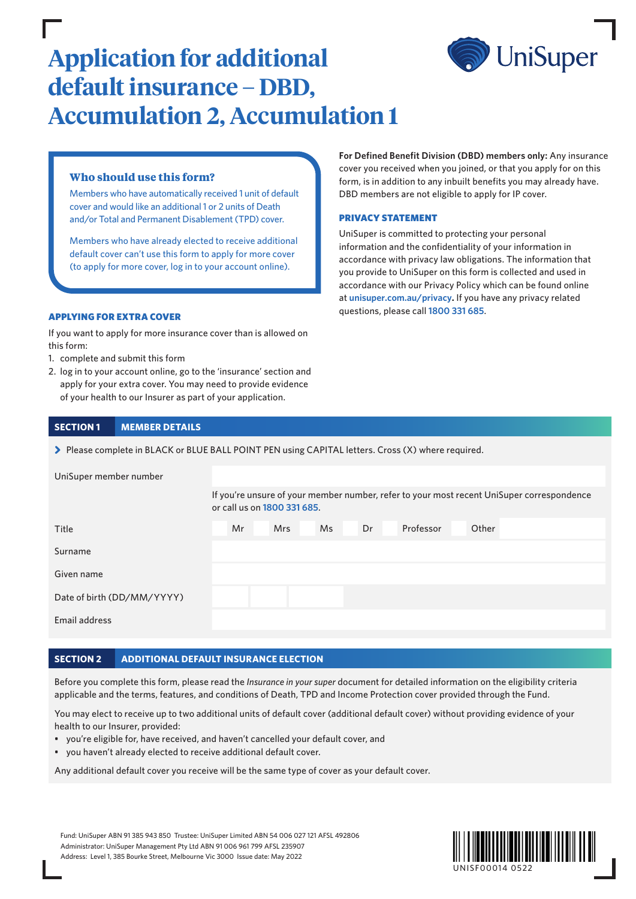# Application for additional default insurance – DBD, Accumulation 2, Accumulation 1

UniSuper

### Who should use this form?

Members who have automatically received 1 unit of default cover and would like an additional 1 or 2 units of Death and/or Total and Permanent Disablement (TPD) cover.

Members who have already elected to receive additional default cover can't use this form to apply for more cover (to apply for more cover, log in to your account online).

#### APPLYING FOR EXTRA COVER

If you want to apply for more insurance cover than is allowed on this form:

1. complete and submit this form
2. log in to your account online, go to the 'insurance' section and apply for your extra cover. You may need to provide evidence of your health to our Insurer as part of your application.

**For Defined Benefit Division (DBD) members only:** Any insurance cover you received when you joined, or that you apply for on this form, is in addition to any inbuilt benefits you may already have. DBD members are not eligible to apply for IP cover.

#### PRIVACY STATEMENT

UniSuper is committed to protecting your personal information and the confidentiality of your information in accordance with privacy law obligations. The information that you provide to UniSuper on this form is collected and used in accordance with our Privacy Policy which can be found online at **unisuper.com.au/privacy**. If you have any privacy related questions, please call 1800 331 685.

## SECTION 1 MEMBER DETAILS

> Please complete in BLACK or BLUE BALL POINT PEN using CAPITAL letters. Cross (X) where required.

| | |
|---|---|
| UniSuper member number | |
| | If you're unsure of your member number, refer to your most recent UniSuper correspondence or call us on 1800 331 685. |
| Title | ☐ Mr ☐ Mrs ☐ Ms ☐ Dr ☐ Professor ☐ Other |
| Surname | |
| Given name | |
| Date of birth (DD/MM/YYYY) | |
| Email address | |

## SECTION 2 ADDITIONAL DEFAULT INSURANCE ELECTION

Before you complete this form, please read the *Insurance in your super* document for detailed information on the eligibility criteria applicable and the terms, features, and conditions of Death, TPD and Income Protection cover provided through the Fund.

You may elect to receive up to two additional units of default cover (additional default cover) without providing evidence of your health to our Insurer, provided:

- you're eligible for, have received, and haven't cancelled your default cover, and
- you haven't already elected to receive additional default cover.

Any additional default cover you receive will be the same type of cover as your default cover.

Fund: UniSuper ABN 91 385 943 850 Trustee: UniSuper Limited ABN 54 006 027 121 AFSL 492806
Administrator: UniSuper Management Pty Ltd ABN 91 006 961 799 AFSL 235907
Address: Level 1, 385 Bourke Street, Melbourne Vic 3000 Issue date: May 2022

UNISF00014 0522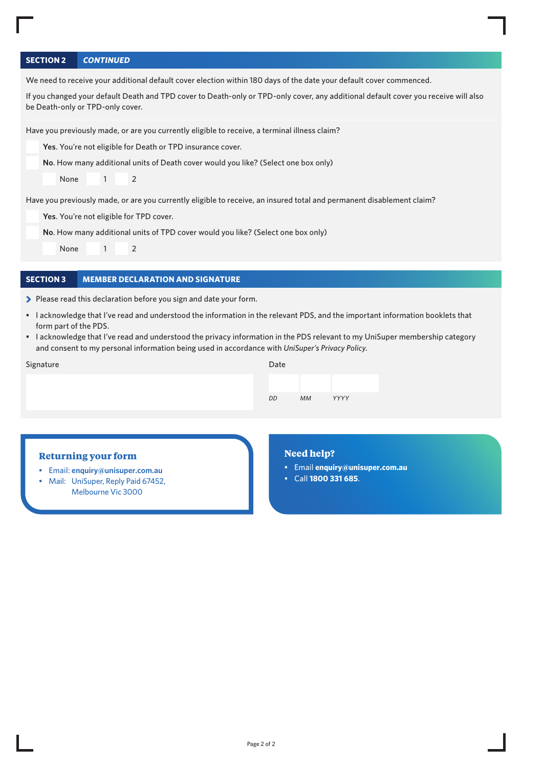## SECTION 2 *CONTINUED*

We need to receive your additional default cover election within 180 days of the date your default cover commenced.

If you changed your default Death and TPD cover to Death-only or TPD-only cover, any additional default cover you receive will also be Death-only or TPD-only cover.

Have you previously made, or are you currently eligible to receive, a terminal illness claim?

- [ ] **Yes**. You're not eligible for Death or TPD insurance cover.
- [ ] **No**. How many additional units of Death cover would you like? (Select one box only)
  - [ ] None
  - [ ] 1
  - [ ] 2

Have you previously made, or are you currently eligible to receive, an insured total and permanent disablement claim?

- [ ] **Yes**. You're not eligible for TPD cover.
- [ ] **No**. How many additional units of TPD cover would you like? (Select one box only)
  - [ ] None
  - [ ] 1
  - [ ] 2

## SECTION 3 MEMBER DECLARATION AND SIGNATURE

> Please read this declaration before you sign and date your form.

- I acknowledge that I've read and understood the information in the relevant PDS, and the important information booklets that form part of the PDS.
- I acknowledge that I've read and understood the privacy information in the PDS relevant to my UniSuper membership category and consent to my personal information being used in accordance with *UniSuper's Privacy Policy.*

Signature

Date

*DD* *MM* *YYYY*

### Returning your form

- Email: **enquiry@unisuper.com.au**
- Mail: UniSuper, Reply Paid 67452, Melbourne Vic 3000

### Need help?

- Email **enquiry@unisuper.com.au**
- Call **1800 331 685**.